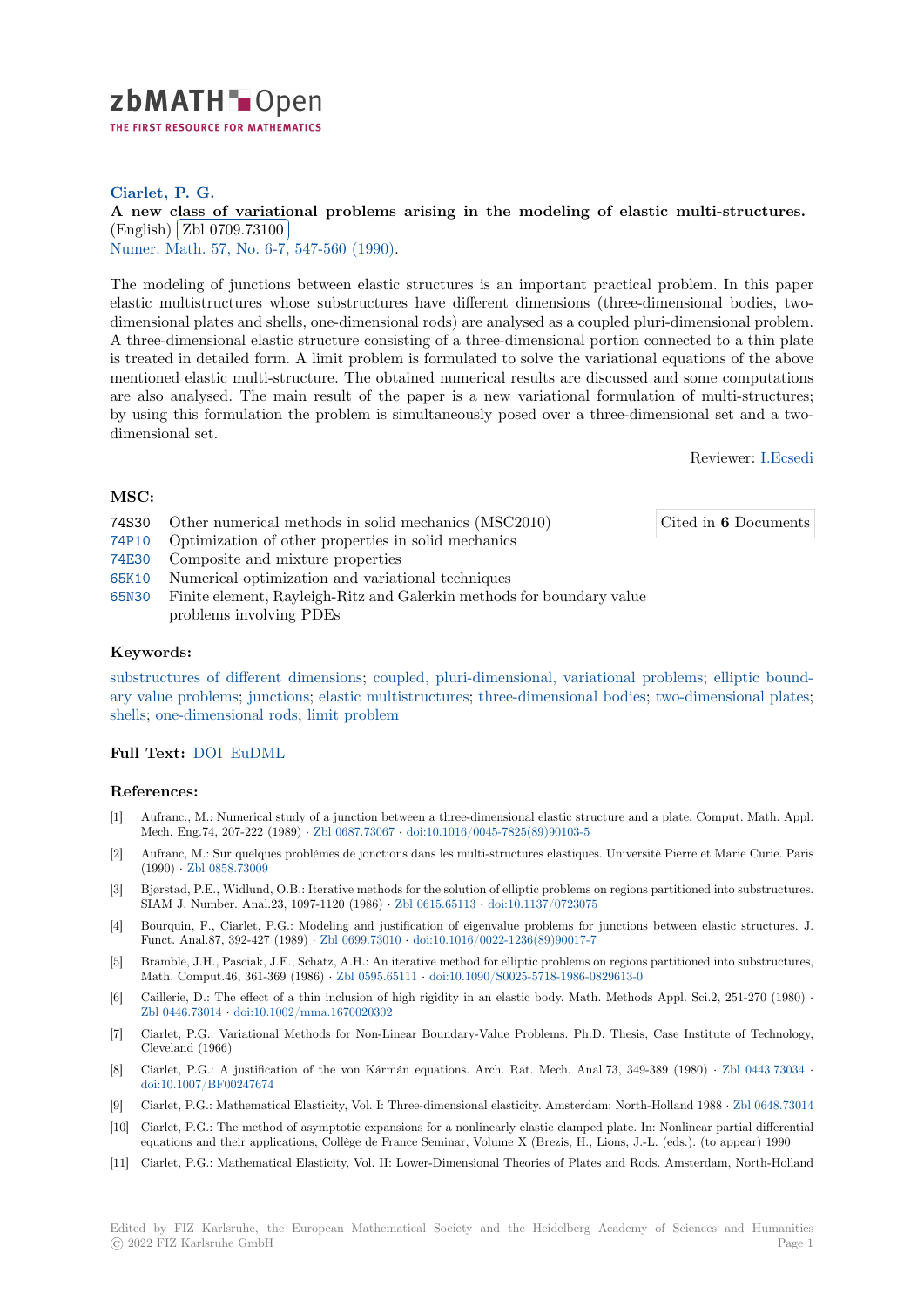**Ciarlet, P. G.**

**A new class of variational problems arising in the modeling of elastic multi-structures.** (English) Zbl 0709.73100

Numer. Math. 57, No. 6-7, 547-560 (1990).

The modeling of junctions between elastic structures is an important practical problem. In this paper elastic multistructures whose substructures have different dimensions (three-dimensional bodies, two-dimensional plates and shells, one-dimensional rods) are analysed as a coupled pluri-dimensional problem. A three-dimensional elastic structure consisting of a three-dimensional portion connected to a thin plate is treated in detailed form. A limit problem is formulated to solve the variational equations of the above mentioned elastic multi-structure. The obtained numerical results are discussed and some computations are also analysed. The main result of the paper is a new variational formulation of multi-structures; by using this formulation the problem is simultaneously posed over a three-dimensional set and a two-dimensional set.

Reviewer: I.Ecsedi

## MSC:

| | |
|---|---|
| 74S30 | Other numerical methods in solid mechanics (MSC2010) |
| 74P10 | Optimization of other properties in solid mechanics |
| 74E30 | Composite and mixture properties |
| 65K10 | Numerical optimization and variational techniques |
| 65N30 | Finite element, Rayleigh-Ritz and Galerkin methods for boundary value problems involving PDEs |

Cited in **6** Documents

## Keywords:

substructures of different dimensions; coupled, pluri-dimensional, variational problems; elliptic boundary value problems; junctions; elastic multistructures; three-dimensional bodies; two-dimensional plates; shells; one-dimensional rods; limit problem

## Full Text: DOI EuDML

## References:

[1] Aufranc., M.: Numerical study of a junction between a three-dimensional elastic structure and a plate. Comput. Math. Appl. Mech. Eng.74, 207-222 (1989) · Zbl 0687.73067 · doi:10.1016/0045-7825(89)90103-5

[2] Aufranc, M.: Sur quelques problèmes de jonctions dans les multi-structures elastiques. Université Pierre et Marie Curie. Paris (1990) · Zbl 0858.73009

[3] Bjørstad, P.E., Widlund, O.B.: Iterative methods for the solution of elliptic problems on regions partitioned into substructures. SIAM J. Number. Anal.23, 1097-1120 (1986) · Zbl 0615.65113 · doi:10.1137/0723075

[4] Bourquin, F., Ciarlet, P.G.: Modeling and justification of eigenvalue problems for junctions between elastic structures. J. Funct. Anal.87, 392-427 (1989) · Zbl 0699.73010 · doi:10.1016/0022-1236(89)90017-7

[5] Bramble, J.H., Pasciak, J.E., Schatz, A.H.: An iterative method for elliptic problems on regions partitioned into substructures, Math. Comput.46, 361-369 (1986) · Zbl 0595.65111 · doi:10.1090/S0025-5718-1986-0829613-0

[6] Caillerie, D.: The effect of a thin inclusion of high rigidity in an elastic body. Math. Methods Appl. Sci.2, 251-270 (1980) · Zbl 0446.73014 · doi:10.1002/mma.1670020302

[7] Ciarlet, P.G.: Variational Methods for Non-Linear Boundary-Value Problems. Ph.D. Thesis, Case Institute of Technology, Cleveland (1966)

[8] Ciarlet, P.G.: A justification of the von Kármán equations. Arch. Rat. Mech. Anal.73, 349-389 (1980) · Zbl 0443.73034 · doi:10.1007/BF00247674

[9] Ciarlet, P.G.: Mathematical Elasticity, Vol. I: Three-dimensional elasticity. Amsterdam: North-Holland 1988 · Zbl 0648.73014

[10] Ciarlet, P.G.: The method of asymptotic expansions for a nonlinearly elastic clamped plate. In: Nonlinear partial differential equations and their applications, Collège de France Seminar, Volume X (Brezis, H., Lions, J.-L. (eds.). (to appear) 1990

[11] Ciarlet, P.G.: Mathematical Elasticity, Vol. II: Lower-Dimensional Theories of Plates and Rods. Amsterdam, North-Holland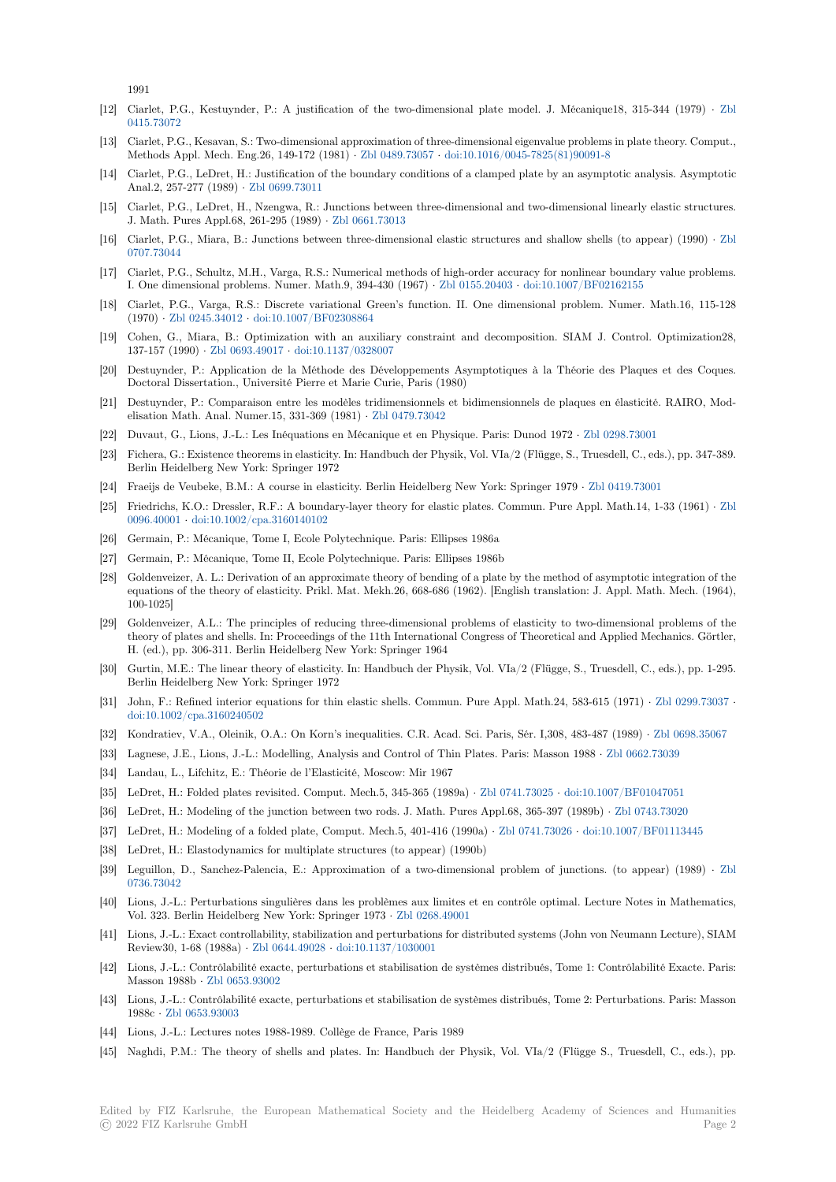1991

- [12] Ciarlet, P.G., Kestuynder, P.: A justification of the two-dimensional plate model. J. Mécanique18, 315-344 (1979) · Zbl 0415.73072
- [13] Ciarlet, P.G., Kesavan, S.: Two-dimensional approximation of three-dimensional eigenvalue problems in plate theory. Comput., Methods Appl. Mech. Eng.26, 149-172 (1981) · Zbl 0489.73057 · doi:10.1016/0045-7825(81)90091-8
- [14] Ciarlet, P.G., LeDret, H.: Justification of the boundary conditions of a clamped plate by an asymptotic analysis. Asymptotic Anal.2, 257-277 (1989) · Zbl 0699.73011
- [15] Ciarlet, P.G., LeDret, H., Nzengwa, R.: Junctions between three-dimensional and two-dimensional linearly elastic structures. J. Math. Pures Appl.68, 261-295 (1989) · Zbl 0661.73013
- [16] Ciarlet, P.G., Miara, B.: Junctions between three-dimensional elastic structures and shallow shells (to appear) (1990) · Zbl 0707.73044
- [17] Ciarlet, P.G., Schultz, M.H., Varga, R.S.: Numerical methods of high-order accuracy for nonlinear boundary value problems. I. One dimensional problems. Numer. Math.9, 394-430 (1967) · Zbl 0155.20403 · doi:10.1007/BF02162155
- [18] Ciarlet, P.G., Varga, R.S.: Discrete variational Green's function. II. One dimensional problem. Numer. Math.16, 115-128 (1970) · Zbl 0245.34012 · doi:10.1007/BF02308864
- [19] Cohen, G., Miara, B.: Optimization with an auxiliary constraint and decomposition. SIAM J. Control. Optimization28, 137-157 (1990) · Zbl 0693.49017 · doi:10.1137/0328007
- [20] Destuynder, P.: Application de la Méthode des Développements Asymptotiques à la Théorie des Plaques et des Coques. Doctoral Dissertation., Université Pierre et Marie Curie, Paris (1980)
- [21] Destuynder, P.: Comparaison entre les modèles tridimensionnels et bidimensionnels de plaques en élasticité. RAIRO, Modelisation Math. Anal. Numer.15, 331-369 (1981) · Zbl 0479.73042
- [22] Duvaut, G., Lions, J.-L.: Les Inéquations en Mécanique et en Physique. Paris: Dunod 1972 · Zbl 0298.73001
- [23] Fichera, G.: Existence theorems in elasticity. In: Handbuch der Physik, Vol. VIa/2 (Flügge, S., Truesdell, C., eds.), pp. 347-389. Berlin Heidelberg New York: Springer 1972
- [24] Fraeijs de Veubeke, B.M.: A course in elasticity. Berlin Heidelberg New York: Springer 1979 · Zbl 0419.73001
- [25] Friedrichs, K.O.: Dressler, R.F.: A boundary-layer theory for elastic plates. Commun. Pure Appl. Math.14, 1-33 (1961) · Zbl 0096.40001 · doi:10.1002/cpa.3160140102
- [26] Germain, P.: Mécanique, Tome I, Ecole Polytechnique. Paris: Ellipses 1986a
- [27] Germain, P.: Mécanique, Tome II, Ecole Polytechnique. Paris: Ellipses 1986b
- [28] Goldenveizer, A. L.: Derivation of an approximate theory of bending of a plate by the method of asymptotic integration of the equations of the theory of elasticity. Prikl. Mat. Mekh.26, 668-686 (1962). [English translation: J. Appl. Math. Mech. (1964), 100-1025]
- [29] Goldenveizer, A.L.: The principles of reducing three-dimensional problems of elasticity to two-dimensional problems of the theory of plates and shells. In: Proceedings of the 11th International Congress of Theoretical and Applied Mechanics. Görtler, H. (ed.), pp. 306-311. Berlin Heidelberg New York: Springer 1964
- [30] Gurtin, M.E.: The linear theory of elasticity. In: Handbuch der Physik, Vol. VIa/2 (Flügge, S., Truesdell, C., eds.), pp. 1-295. Berlin Heidelberg New York: Springer 1972
- [31] John, F.: Refined interior equations for thin elastic shells. Commun. Pure Appl. Math.24, 583-615 (1971) · Zbl 0299.73037 · doi:10.1002/cpa.3160240502
- [32] Kondratiev, V.A., Oleinik, O.A.: On Korn's inequalities. C.R. Acad. Sci. Paris, Sér. I,308, 483-487 (1989) · Zbl 0698.35067
- [33] Lagnese, J.E., Lions, J.-L.: Modelling, Analysis and Control of Thin Plates. Paris: Masson 1988 · Zbl 0662.73039
- [34] Landau, L., Lifchitz, E.: Théorie de l'Elasticité, Moscow: Mir 1967
- [35] LeDret, H.: Folded plates revisited. Comput. Mech.5, 345-365 (1989a) · Zbl 0741.73025 · doi:10.1007/BF01047051
- [36] LeDret, H.: Modeling of the junction between two rods. J. Math. Pures Appl.68, 365-397 (1989b) · Zbl 0743.73020
- [37] LeDret, H.: Modeling of a folded plate, Comput. Mech.5, 401-416 (1990a) · Zbl 0741.73026 · doi:10.1007/BF01113445
- [38] LeDret, H.: Elastodynamics for multiplate structures (to appear) (1990b)
- [39] Leguillon, D., Sanchez-Palencia, E.: Approximation of a two-dimensional problem of junctions. (to appear) (1989) · Zbl 0736.73042
- [40] Lions, J.-L.: Perturbations singulières dans les problèmes aux limites et en contrôle optimal. Lecture Notes in Mathematics, Vol. 323. Berlin Heidelberg New York: Springer 1973 · Zbl 0268.49001
- [41] Lions, J.-L.: Exact controllability, stabilization and perturbations for distributed systems (John von Neumann Lecture), SIAM Review30, 1-68 (1988a) · Zbl 0644.49028 · doi:10.1137/1030001
- [42] Lions, J.-L.: Contrôlabilité exacte, perturbations et stabilisation de systèmes distribués, Tome 1: Contrôlabilité Exacte. Paris: Masson 1988b · Zbl 0653.93002
- [43] Lions, J.-L.: Contrôlabilité exacte, perturbations et stabilisation de systèmes distribués, Tome 2: Perturbations. Paris: Masson 1988c · Zbl 0653.93003
- [44] Lions, J.-L.: Lectures notes 1988-1989. Collège de France, Paris 1989
- [45] Naghdi, P.M.: The theory of shells and plates. In: Handbuch der Physik, Vol. VIa/2 (Flügge S., Truesdell, C., eds.), pp.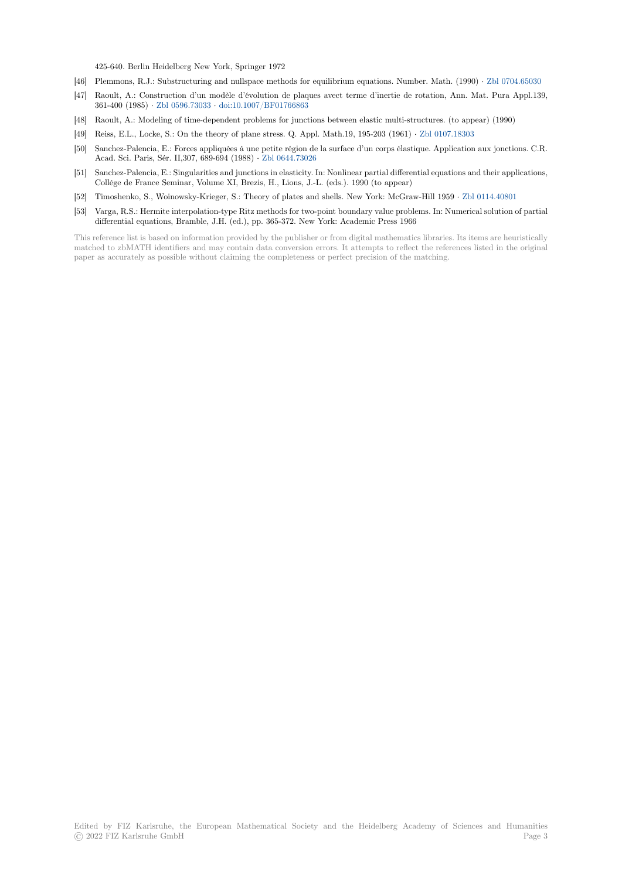425-640. Berlin Heidelberg New York, Springer 1972

[46] Plemmons, R.J.: Substructuring and nullspace methods for equilibrium equations. Number. Math. (1990) · Zbl 0704.65030

[47] Raoult, A.: Construction d'un modèle d'évolution de plaques avect terme d'inertie de rotation, Ann. Mat. Pura Appl.139, 361-400 (1985) · Zbl 0596.73033 · doi:10.1007/BF01766863

[48] Raoult, A.: Modeling of time-dependent problems for junctions between elastic multi-structures. (to appear) (1990)

[49] Reiss, E.L., Locke, S.: On the theory of plane stress. Q. Appl. Math.19, 195-203 (1961) · Zbl 0107.18303

[50] Sanchez-Palencia, E.: Forces appliquées à une petite région de la surface d'un corps élastique. Application aux jonctions. C.R. Acad. Sci. Paris, Sér. II,307, 689-694 (1988) · Zbl 0644.73026

[51] Sanchez-Palencia, E.: Singularities and junctions in elasticity. In: Nonlinear partial differential equations and their applications, Collège de France Seminar, Volume XI, Brezis, H., Lions, J.-L. (eds.). 1990 (to appear)

[52] Timoshenko, S., Woinowsky-Krieger, S.: Theory of plates and shells. New York: McGraw-Hill 1959 · Zbl 0114.40801

[53] Varga, R.S.: Hermite interpolation-type Ritz methods for two-point boundary value problems. In: Numerical solution of partial differential equations, Bramble, J.H. (ed.), pp. 365-372. New York: Academic Press 1966

This reference list is based on information provided by the publisher or from digital mathematics libraries. Its items are heuristically matched to zbMATH identifiers and may contain data conversion errors. It attempts to reflect the references listed in the original paper as accurately as possible without claiming the completeness or perfect precision of the matching.